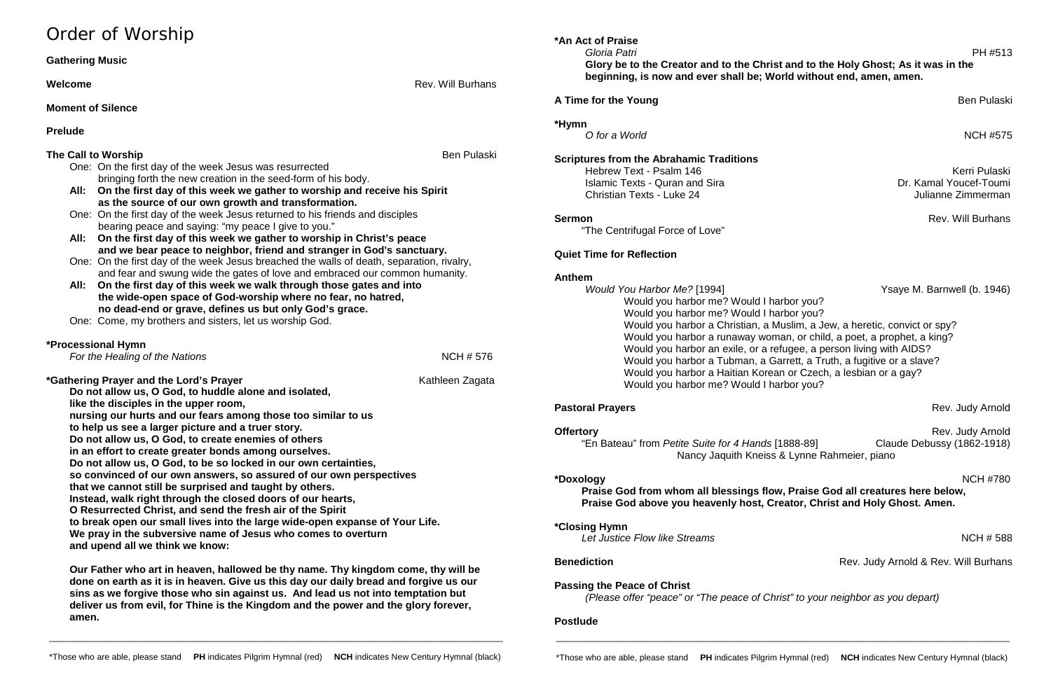# Order of Worship

**Gathering Music**

**Welcome** — Rev. Will Burhans

**Moment of Silence**

**Prelude**

**The Call to Worship** — Ben Pulaski

One: On the first day of the week Jesus was resurrected bringing forth the new creation in the seed-form of his body.

**All: On the first day of this week we gather to worship and receive his Spirit as the source of our own growth and transformation.**

One: On the first day of the week Jesus returned to his friends and disciples bearing peace and saying: "my peace I give to you."

**All: On the first day of this week we gather to worship in Christ's peace and we bear peace to neighbor, friend and stranger in God's sanctuary.**

One: On the first day of the week Jesus breached the walls of death, separation, rivalry, and fear and swung wide the gates of love and embraced our common humanity.

**All: On the first day of this week we walk through those gates and into the wide-open space of God-worship where no fear, no hatred, no dead-end or grave, defines us but only God's grace.**

One: Come, my brothers and sisters, let us worship God.

**\*Processional Hymn**

*For the Healing of the Nations* — NCH # 576

**\*Gathering Prayer and the Lord's Prayer** — Kathleen Zagata

**Do not allow us, O God, to huddle alone and isolated,
like the disciples in the upper room,
nursing our hurts and our fears among those too similar to us
to help us see a larger picture and a truer story.
Do not allow us, O God, to create enemies of others
in an effort to create greater bonds among ourselves.
Do not allow us, O God, to be so locked in our own certainties,
so convinced of our own answers, so assured of our own perspectives
that we cannot still be surprised and taught by others.
Instead, walk right through the closed doors of our hearts,
O Resurrected Christ, and send the fresh air of the Spirit
to break open our small lives into the large wide-open expanse of Your Life.
We pray in the subversive name of Jesus who comes to overturn
and upend all we think we know:**

**Our Father who art in heaven, hallowed be thy name. Thy kingdom come, thy will be done on earth as it is in heaven. Give us this day our daily bread and forgive us our sins as we forgive those who sin against us. And lead us not into temptation but deliver us from evil, for Thine is the Kingdom and the power and the glory forever, amen.**

**\*An Act of Praise**

*Gloria Patri* — PH #513

**Glory be to the Creator and to the Christ and to the Holy Ghost; As it was in the beginning, is now and ever shall be; World without end, amen, amen.**

**A Time for the Young** — Ben Pulaski

**\*Hymn**

*O for a World* — NCH #575

**Scriptures from the Abrahamic Traditions**

Hebrew Text - Psalm 146 — Kerri Pulaski
Islamic Texts - Quran and Sira — Dr. Kamal Youcef-Toumi
Christian Texts - Luke 24 — Julianne Zimmerman

**Sermon** — Rev. Will Burhans

"The Centrifugal Force of Love"

**Quiet Time for Reflection**

**Anthem**

*Would You Harbor Me?* [1994] — Ysaye M. Barnwell (b. 1946)

Would you harbor me? Would I harbor you?
Would you harbor me? Would I harbor you?
Would you harbor a Christian, a Muslim, a Jew, a heretic, convict or spy?
Would you harbor a runaway woman, or child, a poet, a prophet, a king?
Would you harbor an exile, or a refugee, a person living with AIDS?
Would you harbor a Tubman, a Garrett, a Truth, a fugitive or a slave?
Would you harbor a Haitian Korean or Czech, a lesbian or a gay?
Would you harbor me? Would I harbor you?

**Pastoral Prayers** — Rev. Judy Arnold

**Offertory** — Rev. Judy Arnold

"En Bateau" from *Petite Suite for 4 Hands* [1888-89] — Claude Debussy (1862-1918)

Nancy Jaquith Kneiss & Lynne Rahmeier, piano

**\*Doxology** — NCH #780

**Praise God from whom all blessings flow, Praise God all creatures here below,
Praise God above you heavenly host, Creator, Christ and Holy Ghost. Amen.**

**\*Closing Hymn**

*Let Justice Flow like Streams* — NCH # 588

**Benediction** — Rev. Judy Arnold & Rev. Will Burhans

**Passing the Peace of Christ**

*(Please offer "peace" or "The peace of Christ" to your neighbor as you depart)*

**Postlude**

\*Those who are able, please stand **PH** indicates Pilgrim Hymnal (red) **NCH** indicates New Century Hymnal (black)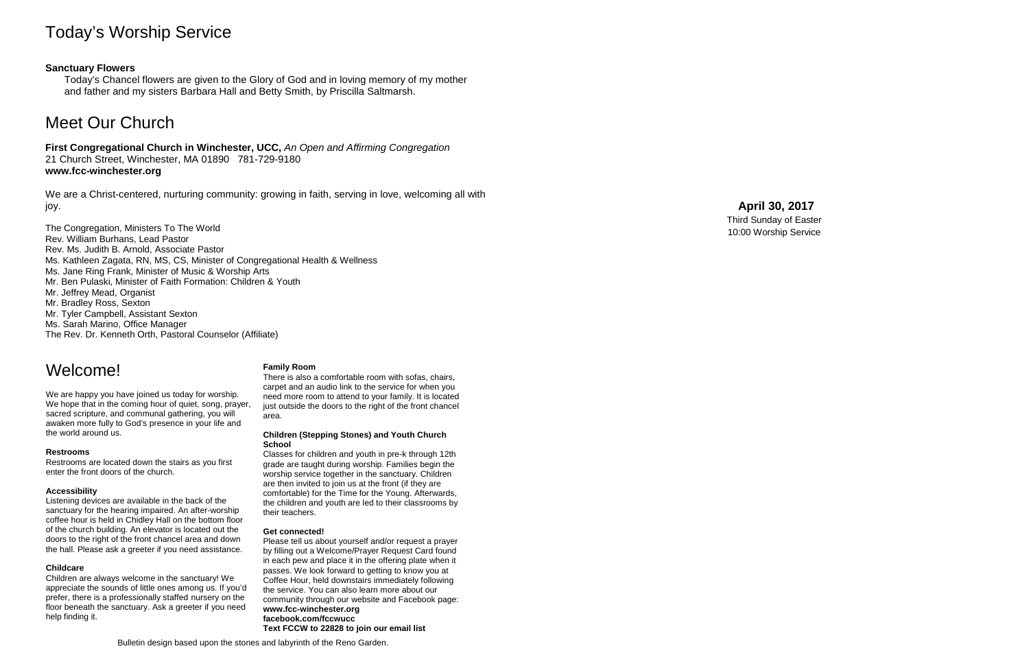# Today's Worship Service

**Sanctuary Flowers**

Today's Chancel flowers are given to the Glory of God and in loving memory of my mother and father and my sisters Barbara Hall and Betty Smith, by Priscilla Saltmarsh.

# Meet Our Church

**First Congregational Church in Winchester, UCC,** *An Open and Affirming Congregation*
21 Church Street, Winchester, MA 01890 781-729-9180
**www.fcc-winchester.org**

We are a Christ-centered, nurturing community: growing in faith, serving in love, welcoming all with joy.

The Congregation, Ministers To The World
Rev. William Burhans, Lead Pastor
Rev. Ms. Judith B. Arnold, Associate Pastor
Ms. Kathleen Zagata, RN, MS, CS, Minister of Congregational Health & Wellness
Ms. Jane Ring Frank, Minister of Music & Worship Arts
Mr. Ben Pulaski, Minister of Faith Formation: Children & Youth
Mr. Jeffrey Mead, Organist
Mr. Bradley Ross, Sexton
Mr. Tyler Campbell, Assistant Sexton
Ms. Sarah Marino, Office Manager
The Rev. Dr. Kenneth Orth, Pastoral Counselor (Affiliate)

# Welcome!

We are happy you have joined us today for worship. We hope that in the coming hour of quiet, song, prayer, sacred scripture, and communal gathering, you will awaken more fully to God's presence in your life and the world around us.

**Restrooms**

Restrooms are located down the stairs as you first enter the front doors of the church.

**Accessibility**

Listening devices are available in the back of the sanctuary for the hearing impaired. An after-worship coffee hour is held in Chidley Hall on the bottom floor of the church building. An elevator is located out the doors to the right of the front chancel area and down the hall. Please ask a greeter if you need assistance.

**Childcare**

Children are always welcome in the sanctuary! We appreciate the sounds of little ones among us. If you'd prefer, there is a professionally staffed nursery on the floor beneath the sanctuary. Ask a greeter if you need help finding it.

**Family Room**

There is also a comfortable room with sofas, chairs, carpet and an audio link to the service for when you need more room to attend to your family. It is located just outside the doors to the right of the front chancel area.

**Children (Stepping Stones) and Youth Church School**

Classes for children and youth in pre-k through 12th grade are taught during worship. Families begin the worship service together in the sanctuary. Children are then invited to join us at the front (if they are comfortable) for the Time for the Young. Afterwards, the children and youth are led to their classrooms by their teachers.

**Get connected!**

Please tell us about yourself and/or request a prayer by filling out a Welcome/Prayer Request Card found in each pew and place it in the offering plate when it passes. We look forward to getting to know you at Coffee Hour, held downstairs immediately following the service. You can also learn more about our community through our website and Facebook page:
**www.fcc-winchester.org**
**facebook.com/fccwucc**
**Text FCCW to 22828 to join our email list**

Bulletin design based upon the stones and labyrinth of the Reno Garden.

**April 30, 2017**
Third Sunday of Easter
10:00 Worship Service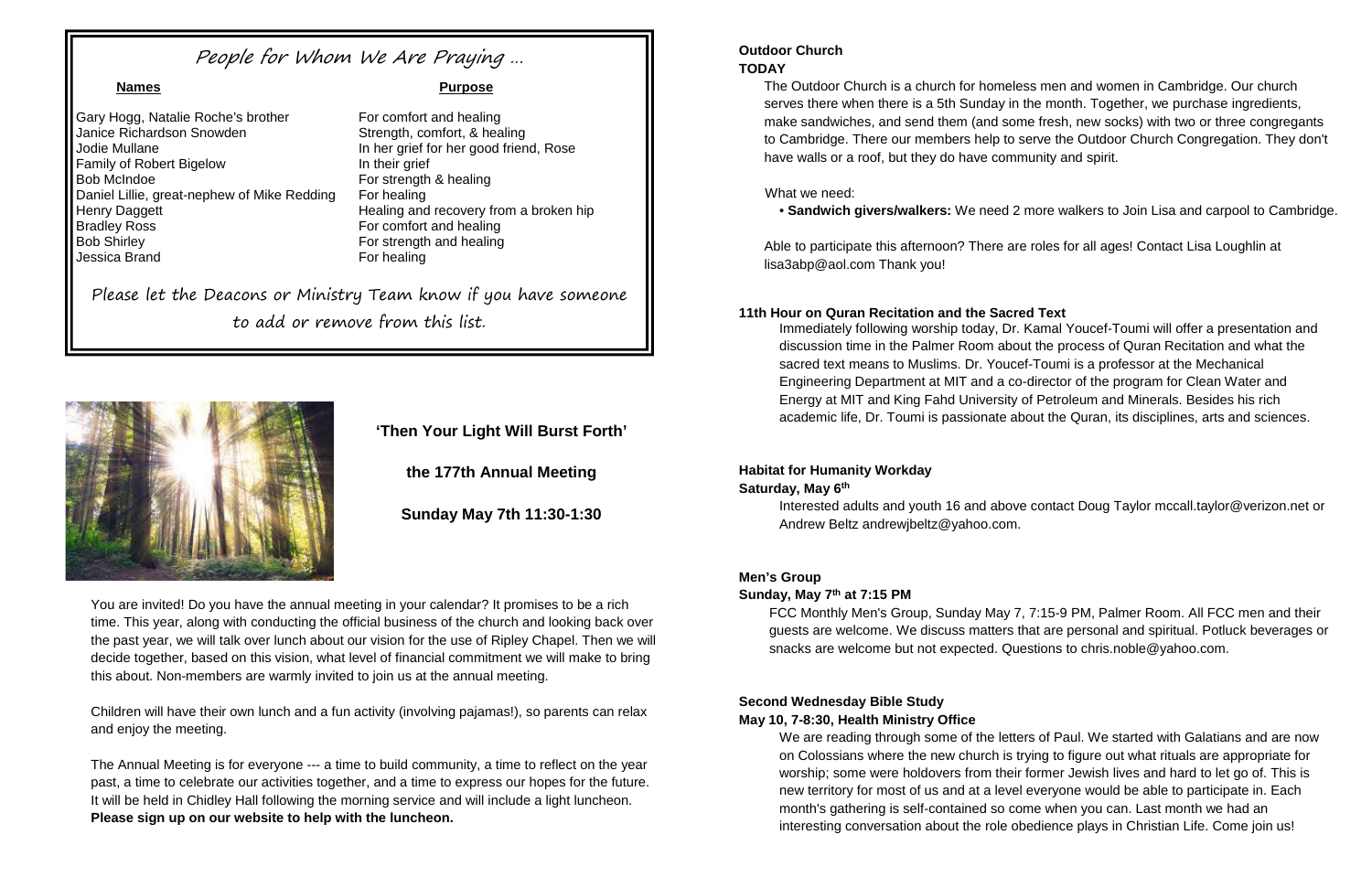## People for Whom We Are Praying …

| Names | Purpose |
| --- | --- |
| Gary Hogg, Natalie Roche's brother | For comfort and healing |
| Janice Richardson Snowden | Strength, comfort, & healing |
| Jodie Mullane | In her grief for her good friend, Rose |
| Family of Robert Bigelow | In their grief |
| Bob McIndoe | For strength & healing |
| Daniel Lillie, great-nephew of Mike Redding | For healing |
| Henry Daggett | Healing and recovery from a broken hip |
| Bradley Ross | For comfort and healing |
| Bob Shirley | For strength and healing |
| Jessica Brand | For healing |

Please let the Deacons or Ministry Team know if you have someone to add or remove from this list.

**'Then Your Light Will Burst Forth'**

**the 177th Annual Meeting**

**Sunday May 7th 11:30-1:30**

You are invited! Do you have the annual meeting in your calendar? It promises to be a rich time. This year, along with conducting the official business of the church and looking back over the past year, we will talk over lunch about our vision for the use of Ripley Chapel. Then we will decide together, based on this vision, what level of financial commitment we will make to bring this about. Non-members are warmly invited to join us at the annual meeting.

Children will have their own lunch and a fun activity (involving pajamas!), so parents can relax and enjoy the meeting.

The Annual Meeting is for everyone --- a time to build community, a time to reflect on the year past, a time to celebrate our activities together, and a time to express our hopes for the future. It will be held in Chidley Hall following the morning service and will include a light luncheon. **Please sign up on our website to help with the luncheon.**

### Outdoor Church
**TODAY**

The Outdoor Church is a church for homeless men and women in Cambridge. Our church serves there when there is a 5th Sunday in the month. Together, we purchase ingredients, make sandwiches, and send them (and some fresh, new socks) with two or three congregants to Cambridge. There our members help to serve the Outdoor Church Congregation. They don't have walls or a roof, but they do have community and spirit.

What we need:

- **Sandwich givers/walkers:** We need 2 more walkers to Join Lisa and carpool to Cambridge.

Able to participate this afternoon? There are roles for all ages! Contact Lisa Loughlin at lisa3abp@aol.com Thank you!

### 11th Hour on Quran Recitation and the Sacred Text

Immediately following worship today, Dr. Kamal Youcef-Toumi will offer a presentation and discussion time in the Palmer Room about the process of Quran Recitation and what the sacred text means to Muslims. Dr. Youcef-Toumi is a professor at the Mechanical Engineering Department at MIT and a co-director of the program for Clean Water and Energy at MIT and King Fahd University of Petroleum and Minerals. Besides his rich academic life, Dr. Toumi is passionate about the Quran, its disciplines, arts and sciences.

### Habitat for Humanity Workday
**Saturday, May 6th**

Interested adults and youth 16 and above contact Doug Taylor mccall.taylor@verizon.net or Andrew Beltz andrewjbeltz@yahoo.com.

### Men's Group
**Sunday, May 7th at 7:15 PM**

FCC Monthly Men's Group, Sunday May 7, 7:15-9 PM, Palmer Room. All FCC men and their guests are welcome. We discuss matters that are personal and spiritual. Potluck beverages or snacks are welcome but not expected. Questions to chris.noble@yahoo.com.

### Second Wednesday Bible Study
**May 10, 7-8:30, Health Ministry Office**

We are reading through some of the letters of Paul. We started with Galatians and are now on Colossians where the new church is trying to figure out what rituals are appropriate for worship; some were holdovers from their former Jewish lives and hard to let go of. This is new territory for most of us and at a level everyone would be able to participate in. Each month's gathering is self-contained so come when you can. Last month we had an interesting conversation about the role obedience plays in Christian Life. Come join us!